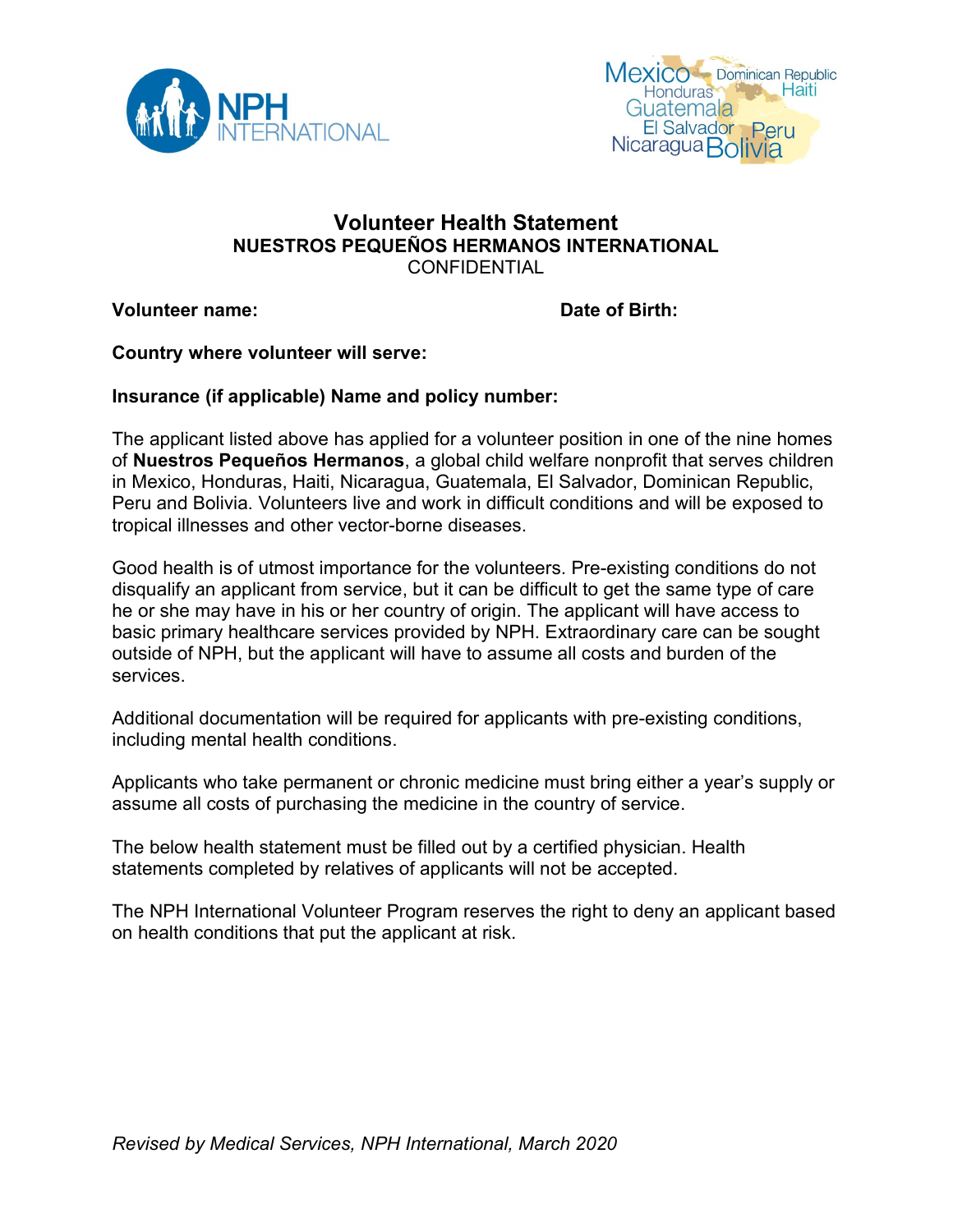# Volunteer Health Statement

## NUESTROS PEQUEÑOS HERMANOS INTERNATIONAL

CONFIDENTIAL

**Volunteer name:** **Date of Birth:**

**Country where volunteer will serve:**

**Insurance (if applicable) Name and policy number:**

The applicant listed above has applied for a volunteer position in one of the nine homes of **Nuestros Pequeños Hermanos**, a global child welfare nonprofit that serves children in Mexico, Honduras, Haiti, Nicaragua, Guatemala, El Salvador, Dominican Republic, Peru and Bolivia. Volunteers live and work in difficult conditions and will be exposed to tropical illnesses and other vector-borne diseases.

Good health is of utmost importance for the volunteers. Pre-existing conditions do not disqualify an applicant from service, but it can be difficult to get the same type of care he or she may have in his or her country of origin. The applicant will have access to basic primary healthcare services provided by NPH. Extraordinary care can be sought outside of NPH, but the applicant will have to assume all costs and burden of the services.

Additional documentation will be required for applicants with pre-existing conditions, including mental health conditions.

Applicants who take permanent or chronic medicine must bring either a year's supply or assume all costs of purchasing the medicine in the country of service.

The below health statement must be filled out by a certified physician. Health statements completed by relatives of applicants will not be accepted.

The NPH International Volunteer Program reserves the right to deny an applicant based on health conditions that put the applicant at risk.

*Revised by Medical Services, NPH International, March 2020*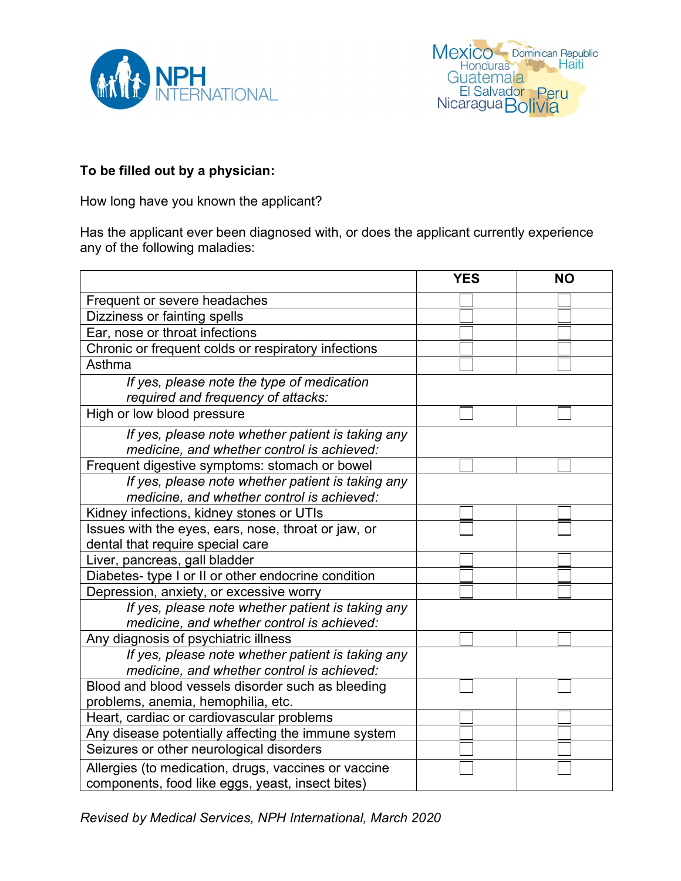**To be filled out by a physician:**

How long have you known the applicant?

Has the applicant ever been diagnosed with, or does the applicant currently experience any of the following maladies:

| | YES | NO |
|---|---|---|
| Frequent or severe headaches | ☐ | ☐ |
| Dizziness or fainting spells | ☐ | ☐ |
| Ear, nose or throat infections | ☐ | ☐ |
| Chronic or frequent colds or respiratory infections | ☐ | ☐ |
| Asthma | ☐ | ☐ |
| *If yes, please note the type of medication required and frequency of attacks:* | | |
| High or low blood pressure | ☐ | ☐ |
| *If yes, please note whether patient is taking any medicine, and whether control is achieved:* | | |
| Frequent digestive symptoms: stomach or bowel | ☐ | ☐ |
| *If yes, please note whether patient is taking any medicine, and whether control is achieved:* | | |
| Kidney infections, kidney stones or UTIs | ☐ | ☐ |
| Issues with the eyes, ears, nose, throat or jaw, or dental that require special care | ☐ | ☐ |
| Liver, pancreas, gall bladder | ☐ | ☐ |
| Diabetes- type I or II or other endocrine condition | ☐ | ☐ |
| Depression, anxiety, or excessive worry | ☐ | ☐ |
| *If yes, please note whether patient is taking any medicine, and whether control is achieved:* | | |
| Any diagnosis of psychiatric illness | ☐ | ☐ |
| *If yes, please note whether patient is taking any medicine, and whether control is achieved:* | | |
| Blood and blood vessels disorder such as bleeding problems, anemia, hemophilia, etc. | ☐ | ☐ |
| Heart, cardiac or cardiovascular problems | ☐ | ☐ |
| Any disease potentially affecting the immune system | ☐ | ☐ |
| Seizures or other neurological disorders | ☐ | ☐ |
| Allergies (to medication, drugs, vaccines or vaccine components, food like eggs, yeast, insect bites) | ☐ | ☐ |

*Revised by Medical Services, NPH International, March 2020*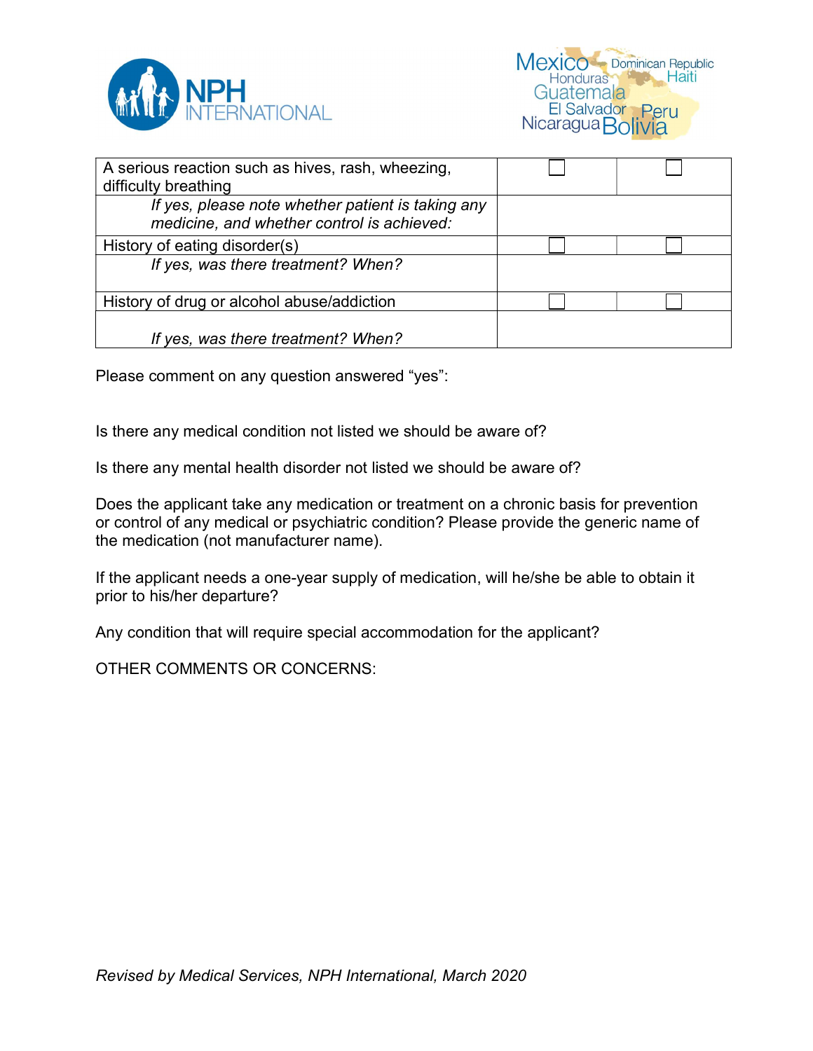| | | |
|---|---|---|
| A serious reaction such as hives, rash, wheezing, difficulty breathing | ☐ | ☐ |
| *If yes, please note whether patient is taking any medicine, and whether control is achieved:* | | |
| History of eating disorder(s) | ☐ | ☐ |
| *If yes, was there treatment? When?* | | |
| History of drug or alcohol abuse/addiction | ☐ | ☐ |
| *If yes, was there treatment? When?* | | |

Please comment on any question answered "yes":

Is there any medical condition not listed we should be aware of?

Is there any mental health disorder not listed we should be aware of?

Does the applicant take any medication or treatment on a chronic basis for prevention or control of any medical or psychiatric condition? Please provide the generic name of the medication (not manufacturer name).

If the applicant needs a one-year supply of medication, will he/she be able to obtain it prior to his/her departure?

Any condition that will require special accommodation for the applicant?

OTHER COMMENTS OR CONCERNS:

*Revised by Medical Services, NPH International, March 2020*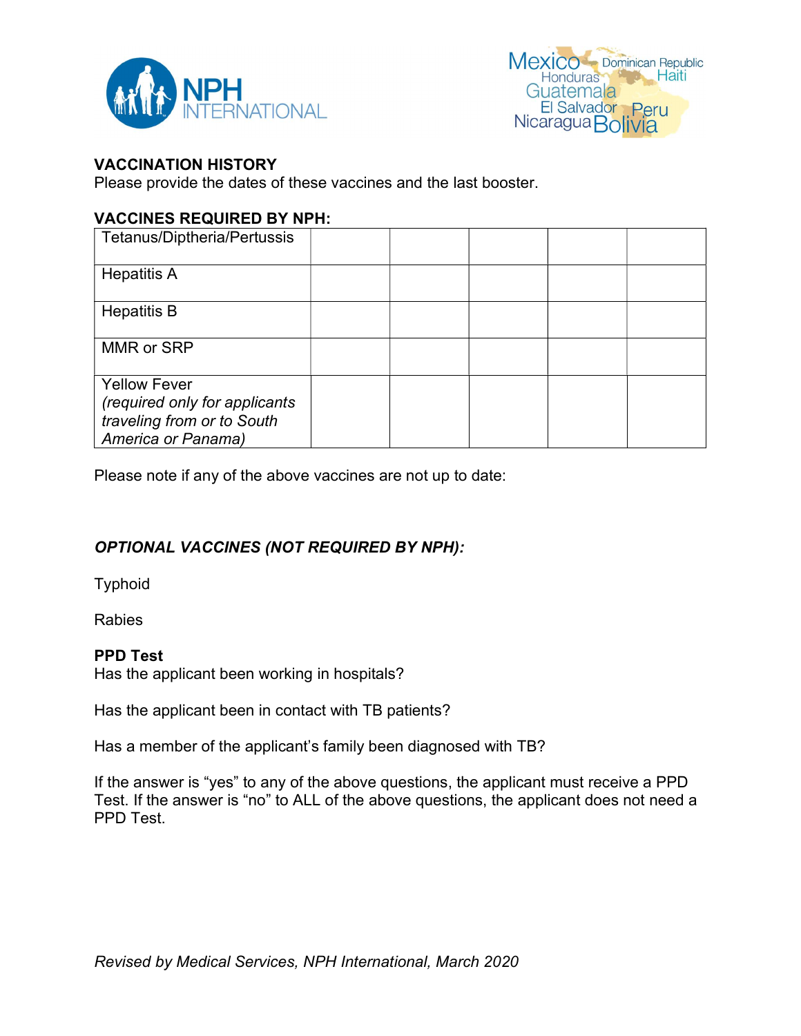**VACCINATION HISTORY**
Please provide the dates of these vaccines and the last booster.

**VACCINES REQUIRED BY NPH:**

| | | | | | |
|---|---|---|---|---|---|
| Tetanus/Diptheria/Pertussis | | | | | |
| Hepatitis A | | | | | |
| Hepatitis B | | | | | |
| MMR or SRP | | | | | |
| Yellow Fever *(required only for applicants traveling from or to South America or Panama)* | | | | | |

Please note if any of the above vaccines are not up to date:

***OPTIONAL VACCINES (NOT REQUIRED BY NPH):***

Typhoid

Rabies

**PPD Test**
Has the applicant been working in hospitals?

Has the applicant been in contact with TB patients?

Has a member of the applicant's family been diagnosed with TB?

If the answer is "yes" to any of the above questions, the applicant must receive a PPD Test. If the answer is "no" to ALL of the above questions, the applicant does not need a PPD Test.

*Revised by Medical Services, NPH International, March 2020*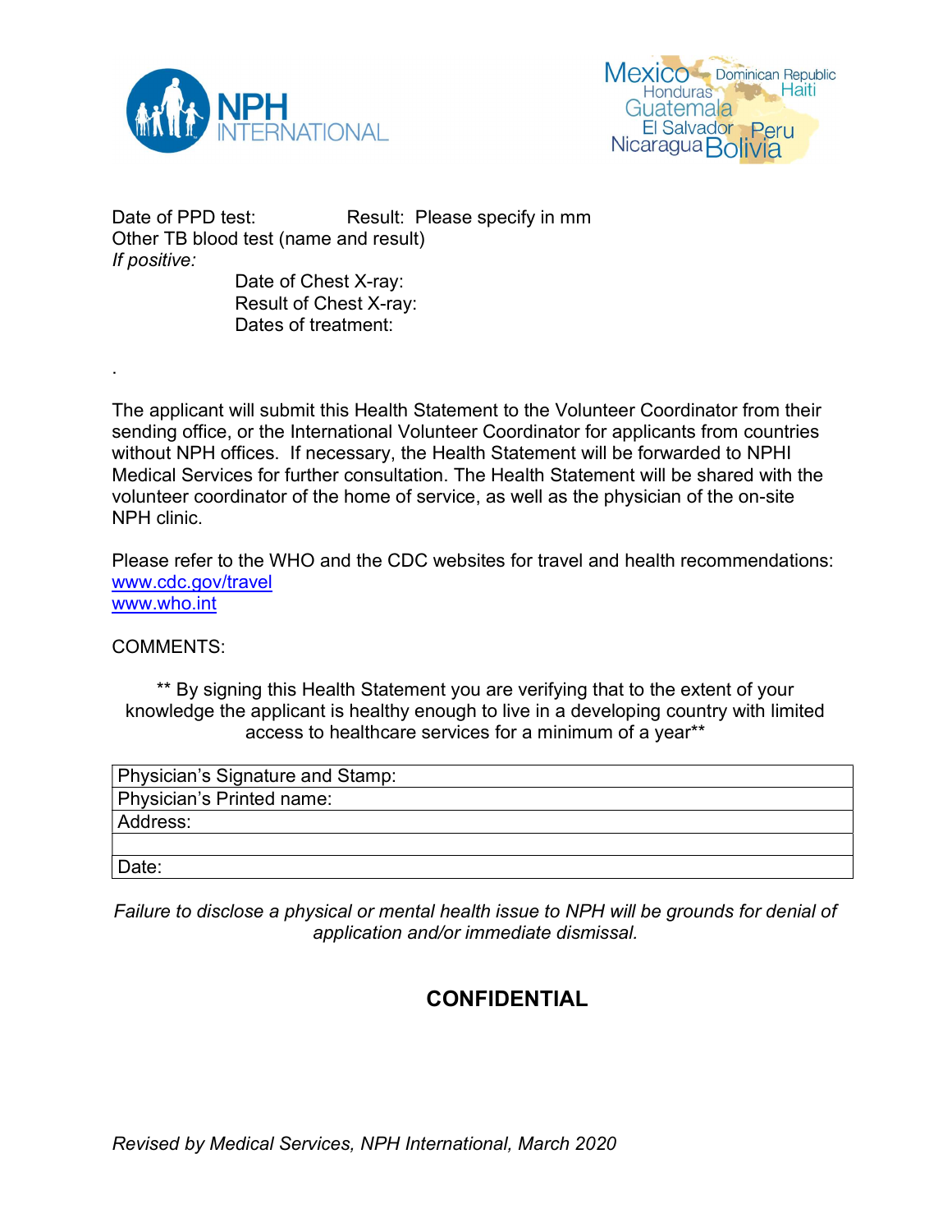Date of PPD test: Result: Please specify in mm

Other TB blood test (name and result)

*If positive:*

Date of Chest X-ray:

Result of Chest X-ray:

Dates of treatment:

.

The applicant will submit this Health Statement to the Volunteer Coordinator from their sending office, or the International Volunteer Coordinator for applicants from countries without NPH offices. If necessary, the Health Statement will be forwarded to NPHI Medical Services for further consultation. The Health Statement will be shared with the volunteer coordinator of the home of service, as well as the physician of the on-site NPH clinic.

Please refer to the WHO and the CDC websites for travel and health recommendations:
www.cdc.gov/travel
www.who.int

COMMENTS:

** By signing this Health Statement you are verifying that to the extent of your knowledge the applicant is healthy enough to live in a developing country with limited access to healthcare services for a minimum of a year**

| |
|---|
| Physician's Signature and Stamp: |
| Physician's Printed name: |
| Address: |
| |
| Date: |

*Failure to disclose a physical or mental health issue to NPH will be grounds for denial of application and/or immediate dismissal.*

**CONFIDENTIAL**

*Revised by Medical Services, NPH International, March 2020*